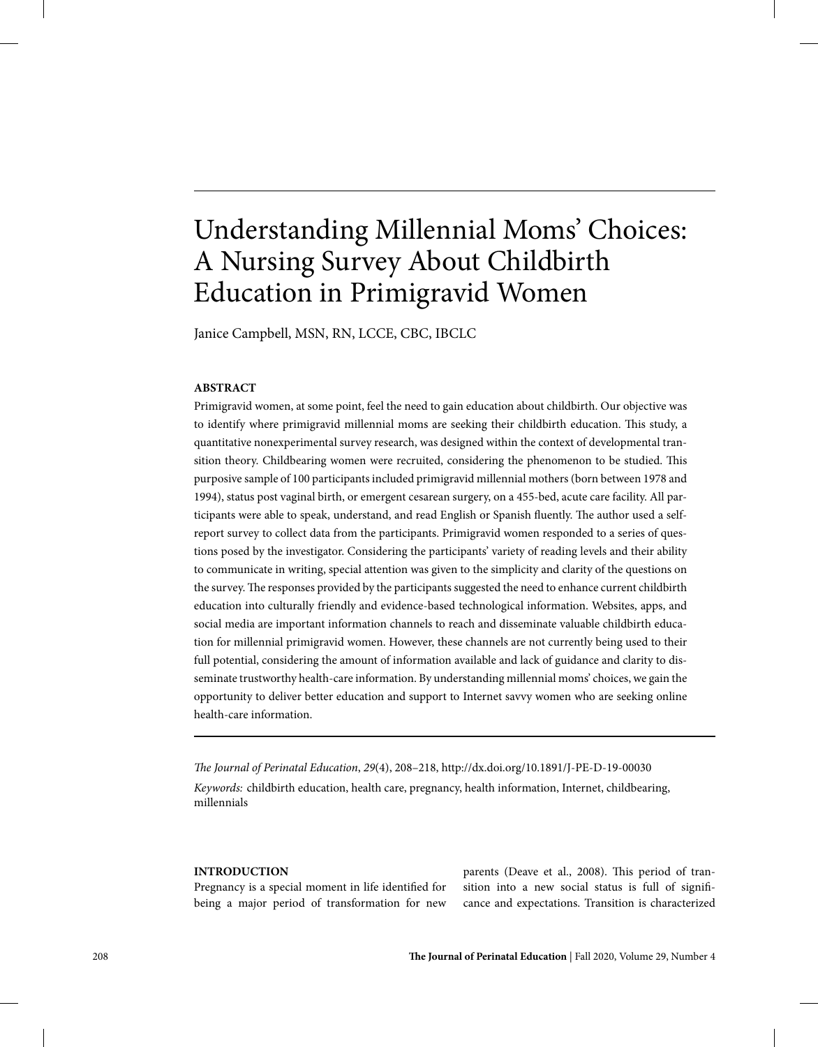# Understanding Millennial Moms' Choices: A Nursing Survey About Childbirth Education in Primigravid Women

Janice Campbell, MSN, RN, LCCE, CBC, IBCLC

**ABSTRACT**

Primigravid women, at some point, feel the need to gain education about childbirth. Our objective was to identify where primigravid millennial moms are seeking their childbirth education. This study, a quantitative nonexperimental survey research, was designed within the context of developmental transition theory. Childbearing women were recruited, considering the phenomenon to be studied. This purposive sample of 100 participants included primigravid millennial mothers (born between 1978 and 1994), status post vaginal birth, or emergent cesarean surgery, on a 455-bed, acute care facility. All participants were able to speak, understand, and read English or Spanish fluently. The author used a self-report survey to collect data from the participants. Primigravid women responded to a series of questions posed by the investigator. Considering the participants' variety of reading levels and their ability to communicate in writing, special attention was given to the simplicity and clarity of the questions on the survey. The responses provided by the participants suggested the need to enhance current childbirth education into culturally friendly and evidence-based technological information. Websites, apps, and social media are important information channels to reach and disseminate valuable childbirth education for millennial primigravid women. However, these channels are not currently being used to their full potential, considering the amount of information available and lack of guidance and clarity to disseminate trustworthy health-care information. By understanding millennial moms' choices, we gain the opportunity to deliver better education and support to Internet savvy women who are seeking online health-care information.

*The Journal of Perinatal Education*, *29*(4), 208–218, http://dx.doi.org/10.1891/J-PE-D-19-00030

*Keywords:* childbirth education, health care, pregnancy, health information, Internet, childbearing, millennials

**INTRODUCTION**

Pregnancy is a special moment in life identified for being a major period of transformation for new parents (Deave et al., 2008). This period of transition into a new social status is full of significance and expectations. Transition is characterized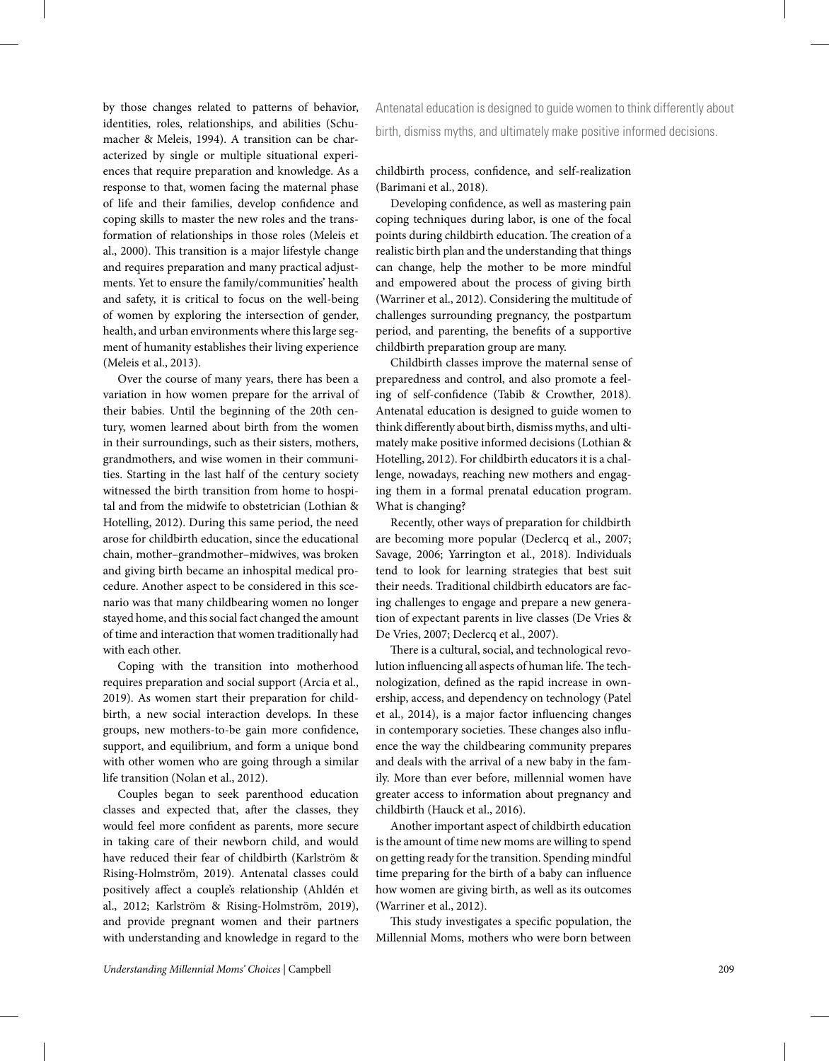by those changes related to patterns of behavior, identities, roles, relationships, and abilities (Schumacher & Meleis, 1994). A transition can be characterized by single or multiple situational experiences that require preparation and knowledge. As a response to that, women facing the maternal phase of life and their families, develop confidence and coping skills to master the new roles and the transformation of relationships in those roles (Meleis et al., 2000). This transition is a major lifestyle change and requires preparation and many practical adjustments. Yet to ensure the family/communities' health and safety, it is critical to focus on the well-being of women by exploring the intersection of gender, health, and urban environments where this large segment of humanity establishes their living experience (Meleis et al., 2013).

Over the course of many years, there has been a variation in how women prepare for the arrival of their babies. Until the beginning of the 20th century, women learned about birth from the women in their surroundings, such as their sisters, mothers, grandmothers, and wise women in their communities. Starting in the last half of the century society witnessed the birth transition from home to hospital and from the midwife to obstetrician (Lothian & Hotelling, 2012). During this same period, the need arose for childbirth education, since the educational chain, mother–grandmother–midwives, was broken and giving birth became an inhospital medical procedure. Another aspect to be considered in this scenario was that many childbearing women no longer stayed home, and this social fact changed the amount of time and interaction that women traditionally had with each other.

Coping with the transition into motherhood requires preparation and social support (Arcia et al., 2019). As women start their preparation for childbirth, a new social interaction develops. In these groups, new mothers-to-be gain more confidence, support, and equilibrium, and form a unique bond with other women who are going through a similar life transition (Nolan et al., 2012).

Couples began to seek parenthood education classes and expected that, after the classes, they would feel more confident as parents, more secure in taking care of their newborn child, and would have reduced their fear of childbirth (Karlström & Rising-Holmström, 2019). Antenatal classes could positively affect a couple's relationship (Ahldén et al., 2012; Karlström & Rising-Holmström, 2019), and provide pregnant women and their partners with understanding and knowledge in regard to the childbirth process, confidence, and self-realization (Barimani et al., 2018).

> Antenatal education is designed to guide women to think differently about birth, dismiss myths, and ultimately make positive informed decisions.

Developing confidence, as well as mastering pain coping techniques during labor, is one of the focal points during childbirth education. The creation of a realistic birth plan and the understanding that things can change, help the mother to be more mindful and empowered about the process of giving birth (Warriner et al., 2012). Considering the multitude of challenges surrounding pregnancy, the postpartum period, and parenting, the benefits of a supportive childbirth preparation group are many.

Childbirth classes improve the maternal sense of preparedness and control, and also promote a feeling of self-confidence (Tabib & Crowther, 2018). Antenatal education is designed to guide women to think differently about birth, dismiss myths, and ultimately make positive informed decisions (Lothian & Hotelling, 2012). For childbirth educators it is a challenge, nowadays, reaching new mothers and engaging them in a formal prenatal education program. What is changing?

Recently, other ways of preparation for childbirth are becoming more popular (Declercq et al., 2007; Savage, 2006; Yarrington et al., 2018). Individuals tend to look for learning strategies that best suit their needs. Traditional childbirth educators are facing challenges to engage and prepare a new generation of expectant parents in live classes (De Vries & De Vries, 2007; Declercq et al., 2007).

There is a cultural, social, and technological revolution influencing all aspects of human life. The technologization, defined as the rapid increase in ownership, access, and dependency on technology (Patel et al., 2014), is a major factor influencing changes in contemporary societies. These changes also influence the way the childbearing community prepares and deals with the arrival of a new baby in the family. More than ever before, millennial women have greater access to information about pregnancy and childbirth (Hauck et al., 2016).

Another important aspect of childbirth education is the amount of time new moms are willing to spend on getting ready for the transition. Spending mindful time preparing for the birth of a baby can influence how women are giving birth, as well as its outcomes (Warriner et al., 2012).

This study investigates a specific population, the Millennial Moms, mothers who were born between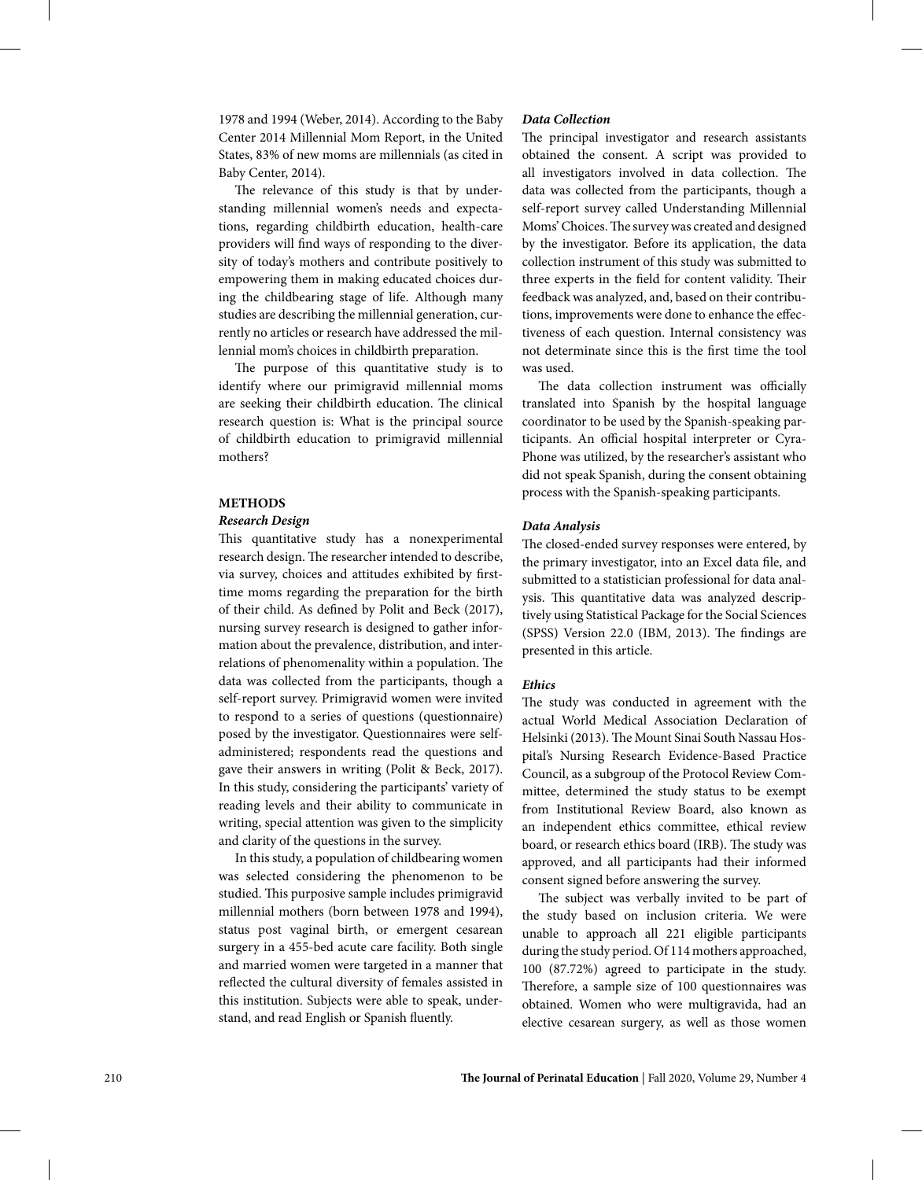1978 and 1994 (Weber, 2014). According to the Baby Center 2014 Millennial Mom Report, in the United States, 83% of new moms are millennials (as cited in Baby Center, 2014).

The relevance of this study is that by understanding millennial women's needs and expectations, regarding childbirth education, health-care providers will find ways of responding to the diversity of today's mothers and contribute positively to empowering them in making educated choices during the childbearing stage of life. Although many studies are describing the millennial generation, currently no articles or research have addressed the millennial mom's choices in childbirth preparation.

The purpose of this quantitative study is to identify where our primigravid millennial moms are seeking their childbirth education. The clinical research question is: What is the principal source of childbirth education to primigravid millennial mothers?

## METHODS

### *Research Design*

This quantitative study has a nonexperimental research design. The researcher intended to describe, via survey, choices and attitudes exhibited by first-time moms regarding the preparation for the birth of their child. As defined by Polit and Beck (2017), nursing survey research is designed to gather information about the prevalence, distribution, and interrelations of phenomenality within a population. The data was collected from the participants, though a self-report survey. Primigravid women were invited to respond to a series of questions (questionnaire) posed by the investigator. Questionnaires were self-administered; respondents read the questions and gave their answers in writing (Polit & Beck, 2017). In this study, considering the participants' variety of reading levels and their ability to communicate in writing, special attention was given to the simplicity and clarity of the questions in the survey.

In this study, a population of childbearing women was selected considering the phenomenon to be studied. This purposive sample includes primigravid millennial mothers (born between 1978 and 1994), status post vaginal birth, or emergent cesarean surgery in a 455-bed acute care facility. Both single and married women were targeted in a manner that reflected the cultural diversity of females assisted in this institution. Subjects were able to speak, understand, and read English or Spanish fluently.

### *Data Collection*

The principal investigator and research assistants obtained the consent. A script was provided to all investigators involved in data collection. The data was collected from the participants, though a self-report survey called Understanding Millennial Moms' Choices. The survey was created and designed by the investigator. Before its application, the data collection instrument of this study was submitted to three experts in the field for content validity. Their feedback was analyzed, and, based on their contributions, improvements were done to enhance the effectiveness of each question. Internal consistency was not determinate since this is the first time the tool was used.

The data collection instrument was officially translated into Spanish by the hospital language coordinator to be used by the Spanish-speaking participants. An official hospital interpreter or Cyra-Phone was utilized, by the researcher's assistant who did not speak Spanish, during the consent obtaining process with the Spanish-speaking participants.

### *Data Analysis*

The closed-ended survey responses were entered, by the primary investigator, into an Excel data file, and submitted to a statistician professional for data analysis. This quantitative data was analyzed descriptively using Statistical Package for the Social Sciences (SPSS) Version 22.0 (IBM, 2013). The findings are presented in this article.

### *Ethics*

The study was conducted in agreement with the actual World Medical Association Declaration of Helsinki (2013). The Mount Sinai South Nassau Hospital's Nursing Research Evidence-Based Practice Council, as a subgroup of the Protocol Review Committee, determined the study status to be exempt from Institutional Review Board, also known as an independent ethics committee, ethical review board, or research ethics board (IRB). The study was approved, and all participants had their informed consent signed before answering the survey.

The subject was verbally invited to be part of the study based on inclusion criteria. We were unable to approach all 221 eligible participants during the study period. Of 114 mothers approached, 100 (87.72%) agreed to participate in the study. Therefore, a sample size of 100 questionnaires was obtained. Women who were multigravida, had an elective cesarean surgery, as well as those women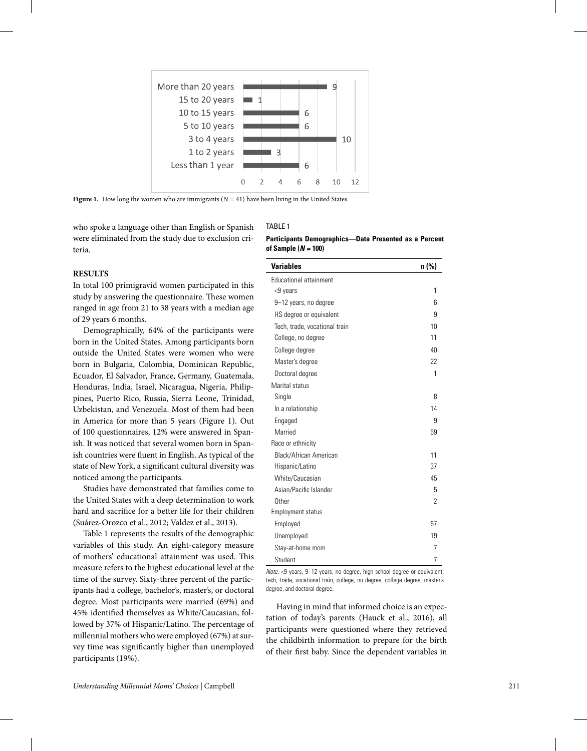| | |
|---|---|
| More than 20 years | 9 |
| 15 to 20 years | 1 |
| 10 to 15 years | 6 |
| 5 to 10 years | 6 |
| 3 to 4 years | 10 |
| 1 to 2 years | 3 |
| Less than 1 year | 6 |

**Figure 1.** How long the women who are immigrants ($N$ = 41) have been living in the United States.

who spoke a language other than English or Spanish were eliminated from the study due to exclusion criteria.

## RESULTS

In total 100 primigravid women participated in this study by answering the questionnaire. These women ranged in age from 21 to 38 years with a median age of 29 years 6 months.

Demographically, 64% of the participants were born in the United States. Among participants born outside the United States were women who were born in Bulgaria, Colombia, Dominican Republic, Ecuador, El Salvador, France, Germany, Guatemala, Honduras, India, Israel, Nicaragua, Nigeria, Philippines, Puerto Rico, Russia, Sierra Leone, Trinidad, Uzbekistan, and Venezuela. Most of them had been in America for more than 5 years (Figure 1). Out of 100 questionnaires, 12% were answered in Spanish. It was noticed that several women born in Spanish countries were fluent in English. As typical of the state of New York, a significant cultural diversity was noticed among the participants.

Studies have demonstrated that families come to the United States with a deep determination to work hard and sacrifice for a better life for their children (Suárez-Orozco et al., 2012; Valdez et al., 2013).

Table 1 represents the results of the demographic variables of this study. An eight-category measure of mothers' educational attainment was used. This measure refers to the highest educational level at the time of the survey. Sixty-three percent of the participants had a college, bachelor's, master's, or doctoral degree. Most participants were married (69%) and 45% identified themselves as White/Caucasian, followed by 37% of Hispanic/Latino. The percentage of millennial mothers who were employed (67%) at survey time was significantly higher than unemployed participants (19%).

TABLE 1

**Participants Demographics—Data Presented as a Percent of Sample (*N* = 100)**

| Variables | n (%) |
|---|---|
| Educational attainment | |
| <9 years | 1 |
| 9–12 years, no degree | 6 |
| HS degree or equivalent | 9 |
| Tech, trade, vocational train | 10 |
| College, no degree | 11 |
| College degree | 40 |
| Master's degree | 22 |
| Doctoral degree | 1 |
| Marital status | |
| Single | 8 |
| In a relationship | 14 |
| Engaged | 9 |
| Married | 69 |
| Race or ethnicity | |
| Black/African American | 11 |
| Hispanic/Latino | 37 |
| White/Caucasian | 45 |
| Asian/Pacific Islander | 5 |
| Other | 2 |
| Employment status | |
| Employed | 67 |
| Unemployed | 19 |
| Stay-at-home mom | 7 |
| Student | 7 |

*Note.* <9 years, 9–12 years, no degree, high school degree or equivalent, tech, trade, vocational train, college, no degree, college degree, master's degree, and doctoral degree.

Having in mind that informed choice is an expectation of today's parents (Hauck et al., 2016), all participants were questioned where they retrieved the childbirth information to prepare for the birth of their first baby. Since the dependent variables in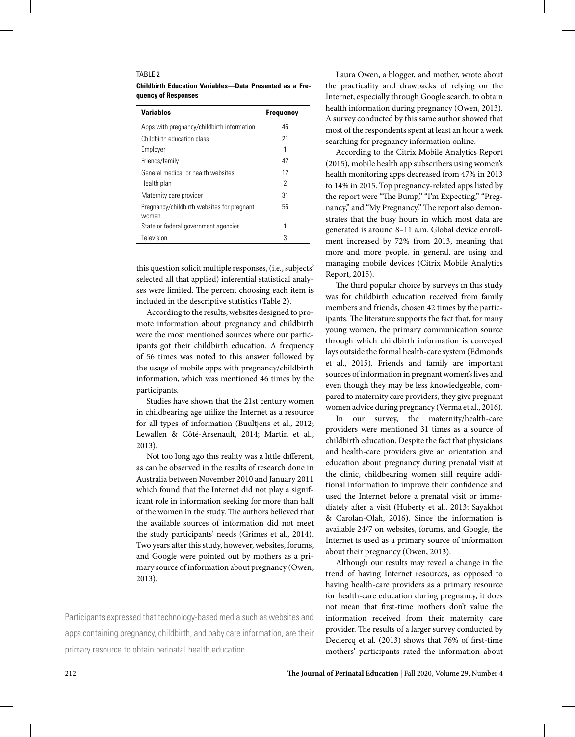TABLE 2

**Childbirth Education Variables—Data Presented as a Frequency of Responses**

| Variables | Frequency |
|---|---|
| Apps with pregnancy/childbirth information | 46 |
| Childbirth education class | 21 |
| Employer | 1 |
| Friends/family | 42 |
| General medical or health websites | 12 |
| Health plan | 2 |
| Maternity care provider | 31 |
| Pregnancy/childbirth websites for pregnant women | 56 |
| State or federal government agencies | 1 |
| Television | 3 |

this question solicit multiple responses, (i.e., subjects' selected all that applied) inferential statistical analyses were limited. The percent choosing each item is included in the descriptive statistics (Table 2).

According to the results, websites designed to promote information about pregnancy and childbirth were the most mentioned sources where our participants got their childbirth education. A frequency of 56 times was noted to this answer followed by the usage of mobile apps with pregnancy/childbirth information, which was mentioned 46 times by the participants.

Studies have shown that the 21st century women in childbearing age utilize the Internet as a resource for all types of information (Buultjens et al., 2012; Lewallen & Côté-Arsenault, 2014; Martin et al., 2013).

Not too long ago this reality was a little different, as can be observed in the results of research done in Australia between November 2010 and January 2011 which found that the Internet did not play a significant role in information seeking for more than half of the women in the study. The authors believed that the available sources of information did not meet the study participants' needs (Grimes et al., 2014). Two years after this study, however, websites, forums, and Google were pointed out by mothers as a primary source of information about pregnancy (Owen, 2013).

Participants expressed that technology-based media such as websites and apps containing pregnancy, childbirth, and baby care information, are their primary resource to obtain perinatal health education.

Laura Owen, a blogger, and mother, wrote about the practicality and drawbacks of relying on the Internet, especially through Google search, to obtain health information during pregnancy (Owen, 2013). A survey conducted by this same author showed that most of the respondents spent at least an hour a week searching for pregnancy information online.

According to the Citrix Mobile Analytics Report (2015), mobile health app subscribers using women's health monitoring apps decreased from 47% in 2013 to 14% in 2015. Top pregnancy-related apps listed by the report were "The Bump," "I'm Expecting," "Pregnancy," and "My Pregnancy." The report also demonstrates that the busy hours in which most data are generated is around 8–11 a.m. Global device enrollment increased by 72% from 2013, meaning that more and more people, in general, are using and managing mobile devices (Citrix Mobile Analytics Report, 2015).

The third popular choice by surveys in this study was for childbirth education received from family members and friends, chosen 42 times by the participants. The literature supports the fact that, for many young women, the primary communication source through which childbirth information is conveyed lays outside the formal health-care system (Edmonds et al., 2015). Friends and family are important sources of information in pregnant women's lives and even though they may be less knowledgeable, compared to maternity care providers, they give pregnant women advice during pregnancy (Verma et al., 2016).

In our survey, the maternity/health-care providers were mentioned 31 times as a source of childbirth education. Despite the fact that physicians and health-care providers give an orientation and education about pregnancy during prenatal visit at the clinic, childbearing women still require additional information to improve their confidence and used the Internet before a prenatal visit or immediately after a visit (Huberty et al., 2013; Sayakhot & Carolan-Olah, 2016). Since the information is available 24/7 on websites, forums, and Google, the Internet is used as a primary source of information about their pregnancy (Owen, 2013).

Although our results may reveal a change in the trend of having Internet resources, as opposed to having health-care providers as a primary resource for health-care education during pregnancy, it does not mean that first-time mothers don't value the information received from their maternity care provider. The results of a larger survey conducted by Declercq et al. (2013) shows that 76% of first-time mothers' participants rated the information about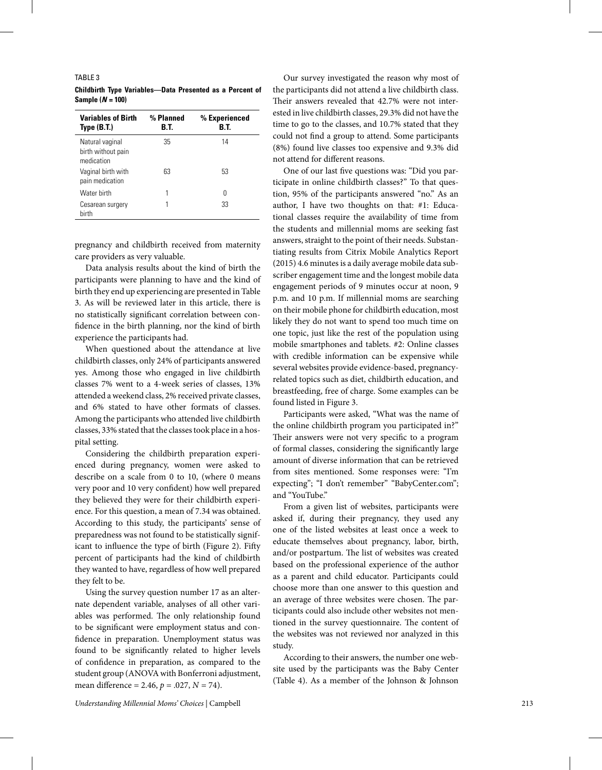TABLE 3

**Childbirth Type Variables—Data Presented as a Percent of Sample (*N* = 100)**

| Variables of Birth Type (B.T.) | % Planned B.T. | % Experienced B.T. |
|---|---|---|
| Natural vaginal birth without pain medication | 35 | 14 |
| Vaginal birth with pain medication | 63 | 53 |
| Water birth | 1 | 0 |
| Cesarean surgery birth | 1 | 33 |

pregnancy and childbirth received from maternity care providers as very valuable.

Data analysis results about the kind of birth the participants were planning to have and the kind of birth they end up experiencing are presented in Table 3. As will be reviewed later in this article, there is no statistically significant correlation between confidence in the birth planning, nor the kind of birth experience the participants had.

When questioned about the attendance at live childbirth classes, only 24% of participants answered yes. Among those who engaged in live childbirth classes 7% went to a 4-week series of classes, 13% attended a weekend class, 2% received private classes, and 6% stated to have other formats of classes. Among the participants who attended live childbirth classes, 33% stated that the classes took place in a hospital setting.

Considering the childbirth preparation experienced during pregnancy, women were asked to describe on a scale from 0 to 10, (where 0 means very poor and 10 very confident) how well prepared they believed they were for their childbirth experience. For this question, a mean of 7.34 was obtained. According to this study, the participants' sense of preparedness was not found to be statistically significant to influence the type of birth (Figure 2). Fifty percent of participants had the kind of childbirth they wanted to have, regardless of how well prepared they felt to be.

Using the survey question number 17 as an alternate dependent variable, analyses of all other variables was performed. The only relationship found to be significant were employment status and confidence in preparation. Unemployment status was found to be significantly related to higher levels of confidence in preparation, as compared to the student group (ANOVA with Bonferroni adjustment, mean difference = 2.46, $p = .027$, $N = 74$).

Our survey investigated the reason why most of the participants did not attend a live childbirth class. Their answers revealed that 42.7% were not interested in live childbirth classes, 29.3% did not have the time to go to the classes, and 10.7% stated that they could not find a group to attend. Some participants (8%) found live classes too expensive and 9.3% did not attend for different reasons.

One of our last five questions was: "Did you participate in online childbirth classes?" To that question, 95% of the participants answered "no." As an author, I have two thoughts on that: #1: Educational classes require the availability of time from the students and millennial moms are seeking fast answers, straight to the point of their needs. Substantiating results from Citrix Mobile Analytics Report (2015) 4.6 minutes is a daily average mobile data subscriber engagement time and the longest mobile data engagement periods of 9 minutes occur at noon, 9 p.m. and 10 p.m. If millennial moms are searching on their mobile phone for childbirth education, most likely they do not want to spend too much time on one topic, just like the rest of the population using mobile smartphones and tablets. #2: Online classes with credible information can be expensive while several websites provide evidence-based, pregnancy-related topics such as diet, childbirth education, and breastfeeding, free of charge. Some examples can be found listed in Figure 3.

Participants were asked, "What was the name of the online childbirth program you participated in?" Their answers were not very specific to a program of formal classes, considering the significantly large amount of diverse information that can be retrieved from sites mentioned. Some responses were: "I'm expecting"; "I don't remember" "BabyCenter.com"; and "YouTube."

From a given list of websites, participants were asked if, during their pregnancy, they used any one of the listed websites at least once a week to educate themselves about pregnancy, labor, birth, and/or postpartum. The list of websites was created based on the professional experience of the author as a parent and child educator. Participants could choose more than one answer to this question and an average of three websites were chosen. The participants could also include other websites not mentioned in the survey questionnaire. The content of the websites was not reviewed nor analyzed in this study.

According to their answers, the number one website used by the participants was the Baby Center (Table 4). As a member of the Johnson & Johnson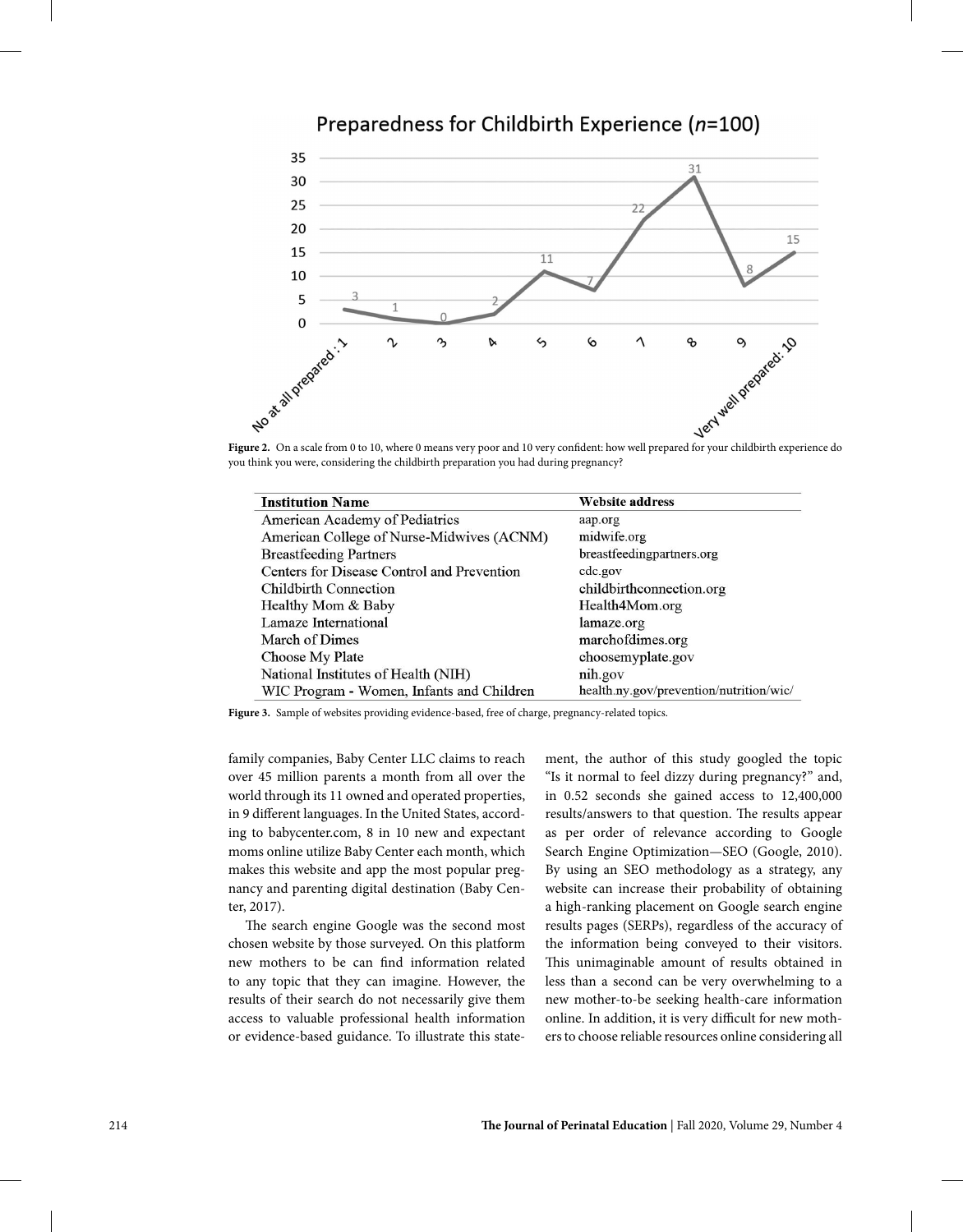Figure 2. On a scale from 0 to 10, where 0 means very poor and 10 very confident: how well prepared for your childbirth experience do you think you were, considering the childbirth preparation you had during pregnancy?

| Institution Name | Website address |
| --- | --- |
| American Academy of Pediatrics | aap.org |
| American College of Nurse-Midwives (ACNM) | midwife.org |
| Breastfeeding Partners | breastfeedingpartners.org |
| Centers for Disease Control and Prevention | cdc.gov |
| Childbirth Connection | childbirthconnection.org |
| Healthy Mom & Baby | Health4Mom.org |
| Lamaze International | lamaze.org |
| March of Dimes | marchofdimes.org |
| Choose My Plate | choosemyplate.gov |
| National Institutes of Health (NIH) | nih.gov |
| WIC Program - Women, Infants and Children | health.ny.gov/prevention/nutrition/wic/ |

**Figure 3.** Sample of websites providing evidence-based, free of charge, pregnancy-related topics.

family companies, Baby Center LLC claims to reach over 45 million parents a month from all over the world through its 11 owned and operated properties, in 9 different languages. In the United States, according to babycenter.com, 8 in 10 new and expectant moms online utilize Baby Center each month, which makes this website and app the most popular pregnancy and parenting digital destination (Baby Center, 2017).

The search engine Google was the second most chosen website by those surveyed. On this platform new mothers to be can find information related to any topic that they can imagine. However, the results of their search do not necessarily give them access to valuable professional health information or evidence-based guidance. To illustrate this statement, the author of this study googled the topic "Is it normal to feel dizzy during pregnancy?" and, in 0.52 seconds she gained access to 12,400,000 results/answers to that question. The results appear as per order of relevance according to Google Search Engine Optimization—SEO (Google, 2010). By using an SEO methodology as a strategy, any website can increase their probability of obtaining a high-ranking placement on Google search engine results pages (SERPs), regardless of the accuracy of the information being conveyed to their visitors. This unimaginable amount of results obtained in less than a second can be very overwhelming to a new mother-to-be seeking health-care information online. In addition, it is very difficult for new mothers to choose reliable resources online considering all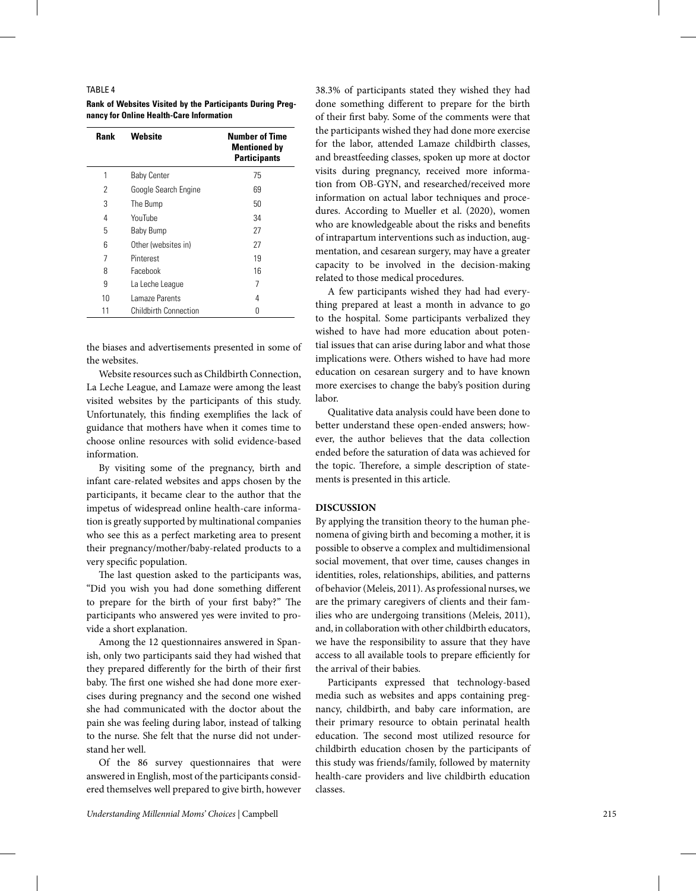TABLE 4

**Rank of Websites Visited by the Participants During Pregnancy for Online Health-Care Information**

| Rank | Website | Number of Time Mentioned by Participants |
|---|---|---|
| 1 | Baby Center | 75 |
| 2 | Google Search Engine | 69 |
| 3 | The Bump | 50 |
| 4 | YouTube | 34 |
| 5 | Baby Bump | 27 |
| 6 | Other (websites in) | 27 |
| 7 | Pinterest | 19 |
| 8 | Facebook | 16 |
| 9 | La Leche League | 7 |
| 10 | Lamaze Parents | 4 |
| 11 | Childbirth Connection | 0 |

the biases and advertisements presented in some of the websites.

Website resources such as Childbirth Connection, La Leche League, and Lamaze were among the least visited websites by the participants of this study. Unfortunately, this finding exemplifies the lack of guidance that mothers have when it comes time to choose online resources with solid evidence-based information.

By visiting some of the pregnancy, birth and infant care-related websites and apps chosen by the participants, it became clear to the author that the impetus of widespread online health-care information is greatly supported by multinational companies who see this as a perfect marketing area to present their pregnancy/mother/baby-related products to a very specific population.

The last question asked to the participants was, "Did you wish you had done something different to prepare for the birth of your first baby?" The participants who answered yes were invited to provide a short explanation.

Among the 12 questionnaires answered in Spanish, only two participants said they had wished that they prepared differently for the birth of their first baby. The first one wished she had done more exercises during pregnancy and the second one wished she had communicated with the doctor about the pain she was feeling during labor, instead of talking to the nurse. She felt that the nurse did not understand her well.

Of the 86 survey questionnaires that were answered in English, most of the participants considered themselves well prepared to give birth, however 38.3% of participants stated they wished they had done something different to prepare for the birth of their first baby. Some of the comments were that the participants wished they had done more exercise for the labor, attended Lamaze childbirth classes, and breastfeeding classes, spoken up more at doctor visits during pregnancy, received more information from OB-GYN, and researched/received more information on actual labor techniques and procedures. According to Mueller et al. (2020), women who are knowledgeable about the risks and benefits of intrapartum interventions such as induction, augmentation, and cesarean surgery, may have a greater capacity to be involved in the decision-making related to those medical procedures.

A few participants wished they had had everything prepared at least a month in advance to go to the hospital. Some participants verbalized they wished to have had more education about potential issues that can arise during labor and what those implications were. Others wished to have had more education on cesarean surgery and to have known more exercises to change the baby's position during labor.

Qualitative data analysis could have been done to better understand these open-ended answers; however, the author believes that the data collection ended before the saturation of data was achieved for the topic. Therefore, a simple description of statements is presented in this article.

## DISCUSSION

By applying the transition theory to the human phenomena of giving birth and becoming a mother, it is possible to observe a complex and multidimensional social movement, that over time, causes changes in identities, roles, relationships, abilities, and patterns of behavior (Meleis, 2011). As professional nurses, we are the primary caregivers of clients and their families who are undergoing transitions (Meleis, 2011), and, in collaboration with other childbirth educators, we have the responsibility to assure that they have access to all available tools to prepare efficiently for the arrival of their babies.

Participants expressed that technology-based media such as websites and apps containing pregnancy, childbirth, and baby care information, are their primary resource to obtain perinatal health education. The second most utilized resource for childbirth education chosen by the participants of this study was friends/family, followed by maternity health-care providers and live childbirth education classes.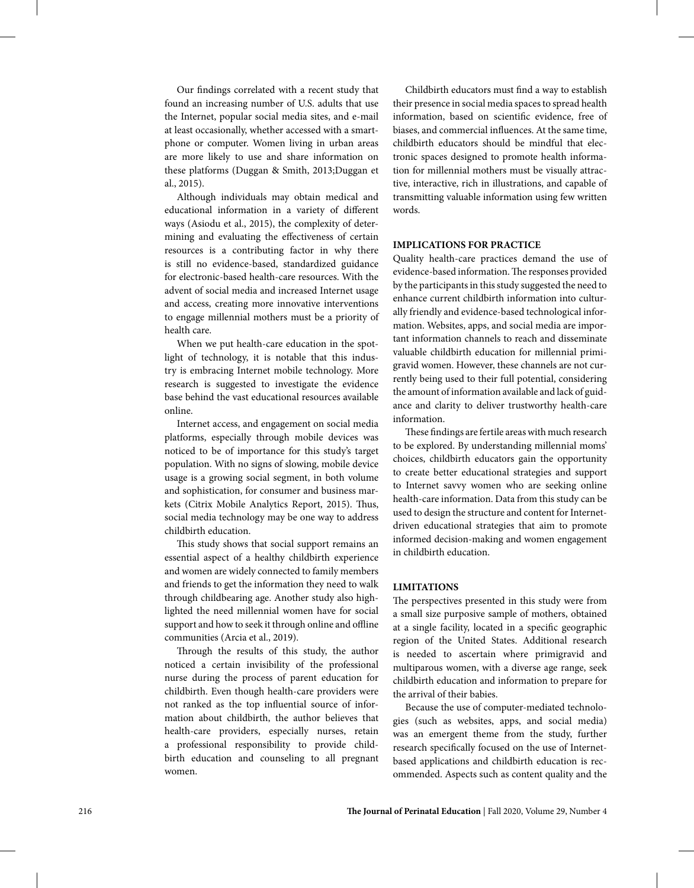Our findings correlated with a recent study that found an increasing number of U.S. adults that use the Internet, popular social media sites, and e-mail at least occasionally, whether accessed with a smartphone or computer. Women living in urban areas are more likely to use and share information on these platforms (Duggan & Smith, 2013;Duggan et al., 2015).

Although individuals may obtain medical and educational information in a variety of different ways (Asiodu et al., 2015), the complexity of determining and evaluating the effectiveness of certain resources is a contributing factor in why there is still no evidence-based, standardized guidance for electronic-based health-care resources. With the advent of social media and increased Internet usage and access, creating more innovative interventions to engage millennial mothers must be a priority of health care.

When we put health-care education in the spotlight of technology, it is notable that this industry is embracing Internet mobile technology. More research is suggested to investigate the evidence base behind the vast educational resources available online.

Internet access, and engagement on social media platforms, especially through mobile devices was noticed to be of importance for this study's target population. With no signs of slowing, mobile device usage is a growing social segment, in both volume and sophistication, for consumer and business markets (Citrix Mobile Analytics Report, 2015). Thus, social media technology may be one way to address childbirth education.

This study shows that social support remains an essential aspect of a healthy childbirth experience and women are widely connected to family members and friends to get the information they need to walk through childbearing age. Another study also highlighted the need millennial women have for social support and how to seek it through online and offline communities (Arcia et al., 2019).

Through the results of this study, the author noticed a certain invisibility of the professional nurse during the process of parent education for childbirth. Even though health-care providers were not ranked as the top influential source of information about childbirth, the author believes that health-care providers, especially nurses, retain a professional responsibility to provide childbirth education and counseling to all pregnant women.

Childbirth educators must find a way to establish their presence in social media spaces to spread health information, based on scientific evidence, free of biases, and commercial influences. At the same time, childbirth educators should be mindful that electronic spaces designed to promote health information for millennial mothers must be visually attractive, interactive, rich in illustrations, and capable of transmitting valuable information using few written words.

## IMPLICATIONS FOR PRACTICE

Quality health-care practices demand the use of evidence-based information. The responses provided by the participants in this study suggested the need to enhance current childbirth information into culturally friendly and evidence-based technological information. Websites, apps, and social media are important information channels to reach and disseminate valuable childbirth education for millennial primigravid women. However, these channels are not currently being used to their full potential, considering the amount of information available and lack of guidance and clarity to deliver trustworthy health-care information.

These findings are fertile areas with much research to be explored. By understanding millennial moms' choices, childbirth educators gain the opportunity to create better educational strategies and support to Internet savvy women who are seeking online health-care information. Data from this study can be used to design the structure and content for Internet-driven educational strategies that aim to promote informed decision-making and women engagement in childbirth education.

## LIMITATIONS

The perspectives presented in this study were from a small size purposive sample of mothers, obtained at a single facility, located in a specific geographic region of the United States. Additional research is needed to ascertain where primigravid and multiparous women, with a diverse age range, seek childbirth education and information to prepare for the arrival of their babies.

Because the use of computer-mediated technologies (such as websites, apps, and social media) was an emergent theme from the study, further research specifically focused on the use of Internet-based applications and childbirth education is recommended. Aspects such as content quality and the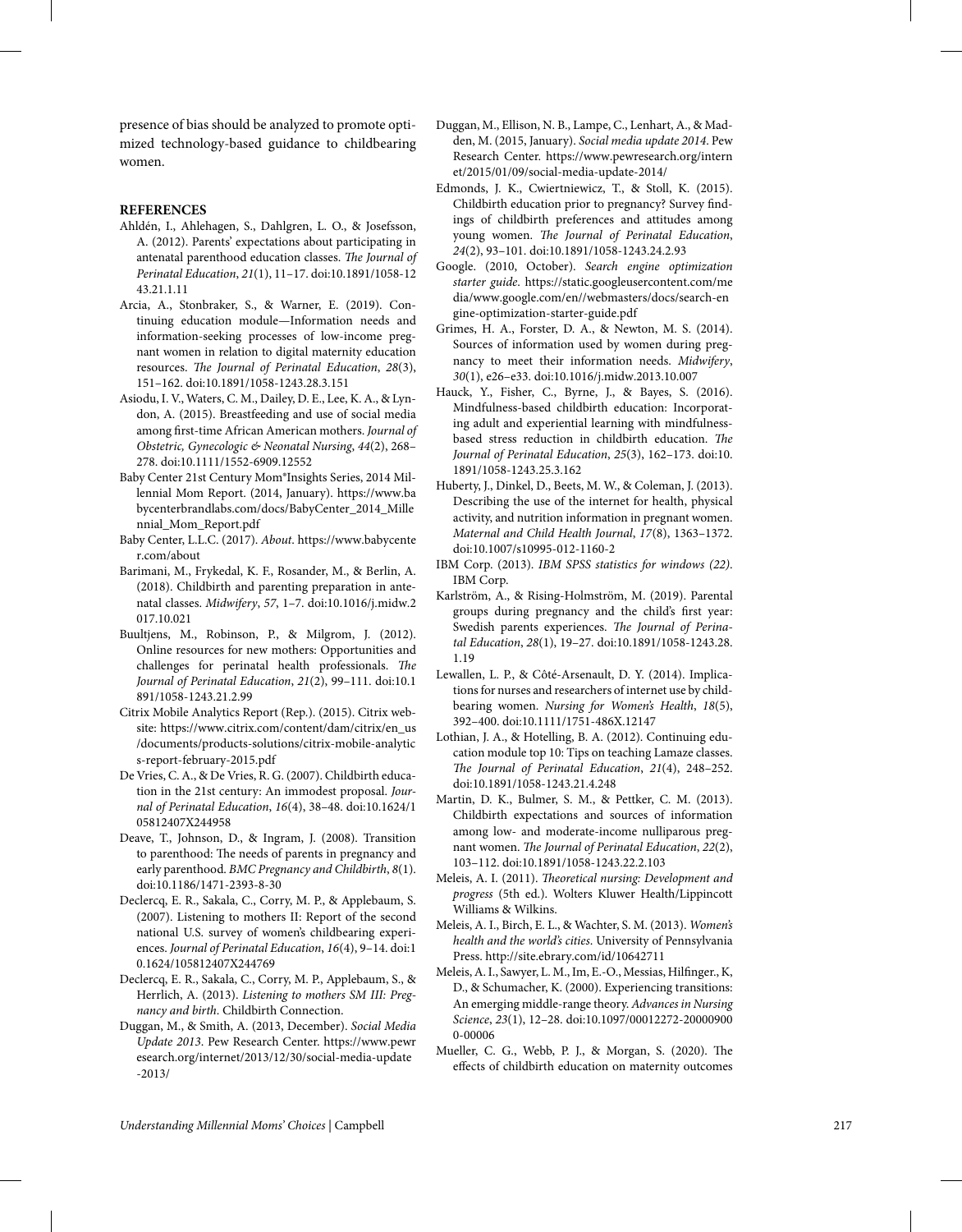presence of bias should be analyzed to promote optimized technology-based guidance to childbearing women.

## REFERENCES

Ahldén, I., Ahlehagen, S., Dahlgren, L. O., & Josefsson, A. (2012). Parents' expectations about participating in antenatal parenthood education classes. *The Journal of Perinatal Education*, *21*(1), 11–17. doi:10.1891/1058-1243.21.1.11

Arcia, A., Stonbraker, S., & Warner, E. (2019). Continuing education module—Information needs and information-seeking processes of low-income pregnant women in relation to digital maternity education resources. *The Journal of Perinatal Education*, *28*(3), 151–162. doi:10.1891/1058-1243.28.3.151

Asiodu, I. V., Waters, C. M., Dailey, D. E., Lee, K. A., & Lyndon, A. (2015). Breastfeeding and use of social media among first-time African American mothers. *Journal of Obstetric, Gynecologic & Neonatal Nursing*, *44*(2), 268–278. doi:10.1111/1552-6909.12552

Baby Center 21st Century Mom®Insights Series, 2014 Millennial Mom Report. (2014, January). https://www.babycenterbrandlabs.com/docs/BabyCenter_2014_Millennial_Mom_Report.pdf

Baby Center, L.L.C. (2017). *About*. https://www.babycenter.com/about

Barimani, M., Frykedal, K. F., Rosander, M., & Berlin, A. (2018). Childbirth and parenting preparation in antenatal classes. *Midwifery*, *57*, 1–7. doi:10.1016/j.midw.2017.10.021

Buultjens, M., Robinson, P., & Milgrom, J. (2012). Online resources for new mothers: Opportunities and challenges for perinatal health professionals. *The Journal of Perinatal Education*, *21*(2), 99–111. doi:10.1891/1058-1243.21.2.99

Citrix Mobile Analytics Report (Rep.). (2015). Citrix website: https://www.citrix.com/content/dam/citrix/en_us/documents/products-solutions/citrix-mobile-analytics-report-february-2015.pdf

De Vries, C. A., & De Vries, R. G. (2007). Childbirth education in the 21st century: An immodest proposal. *Journal of Perinatal Education*, *16*(4), 38–48. doi:10.1624/105812407X244958

Deave, T., Johnson, D., & Ingram, J. (2008). Transition to parenthood: The needs of parents in pregnancy and early parenthood. *BMC Pregnancy and Childbirth*, *8*(1). doi:10.1186/1471-2393-8-30

Declercq, E. R., Sakala, C., Corry, M. P., & Applebaum, S. (2007). Listening to mothers II: Report of the second national U.S. survey of women's childbearing experiences. *Journal of Perinatal Education*, *16*(4), 9–14. doi:10.1624/105812407X244769

Declercq, E. R., Sakala, C., Corry, M. P., Applebaum, S., & Herrlich, A. (2013). *Listening to mothers SM III: Pregnancy and birth*. Childbirth Connection.

Duggan, M., & Smith, A. (2013, December). *Social Media Update 2013*. Pew Research Center. https://www.pewresearch.org/internet/2013/12/30/social-media-update-2013/

Duggan, M., Ellison, N. B., Lampe, C., Lenhart, A., & Madden, M. (2015, January). *Social media update 2014*. Pew Research Center. https://www.pewresearch.org/internet/2015/01/09/social-media-update-2014/

Edmonds, J. K., Cwiertniewicz, T., & Stoll, K. (2015). Childbirth education prior to pregnancy? Survey findings of childbirth preferences and attitudes among young women. *The Journal of Perinatal Education*, *24*(2), 93–101. doi:10.1891/1058-1243.24.2.93

Google. (2010, October). *Search engine optimization starter guide*. https://static.googleusercontent.com/media/www.google.com/en//webmasters/docs/search-engine-optimization-starter-guide.pdf

Grimes, H. A., Forster, D. A., & Newton, M. S. (2014). Sources of information used by women during pregnancy to meet their information needs. *Midwifery*, *30*(1), e26–e33. doi:10.1016/j.midw.2013.10.007

Hauck, Y., Fisher, C., Byrne, J., & Bayes, S. (2016). Mindfulness-based childbirth education: Incorporating adult and experiential learning with mindfulness-based stress reduction in childbirth education. *The Journal of Perinatal Education*, *25*(3), 162–173. doi:10.1891/1058-1243.25.3.162

Huberty, J., Dinkel, D., Beets, M. W., & Coleman, J. (2013). Describing the use of the internet for health, physical activity, and nutrition information in pregnant women. *Maternal and Child Health Journal*, *17*(8), 1363–1372. doi:10.1007/s10995-012-1160-2

IBM Corp. (2013). *IBM SPSS statistics for windows (22)*. IBM Corp.

Karlström, A., & Rising-Holmström, M. (2019). Parental groups during pregnancy and the child's first year: Swedish parents experiences. *The Journal of Perinatal Education*, *28*(1), 19–27. doi:10.1891/1058-1243.28.1.19

Lewallen, L. P., & Côté-Arsenault, D. Y. (2014). Implications for nurses and researchers of internet use by childbearing women. *Nursing for Women's Health*, *18*(5), 392–400. doi:10.1111/1751-486X.12147

Lothian, J. A., & Hotelling, B. A. (2012). Continuing education module top 10: Tips on teaching Lamaze classes. *The Journal of Perinatal Education*, *21*(4), 248–252. doi:10.1891/1058-1243.21.4.248

Martin, D. K., Bulmer, S. M., & Pettker, C. M. (2013). Childbirth expectations and sources of information among low- and moderate-income nulliparous pregnant women. *The Journal of Perinatal Education*, *22*(2), 103–112. doi:10.1891/1058-1243.22.2.103

Meleis, A. I. (2011). *Theoretical nursing: Development and progress* (5th ed.). Wolters Kluwer Health/Lippincott Williams & Wilkins.

Meleis, A. I., Birch, E. L., & Wachter, S. M. (2013). *Women's health and the world's cities*. University of Pennsylvania Press. http://site.ebrary.com/id/10642711

Meleis, A. I., Sawyer, L. M., Im, E.-O., Messias, Hilfinger., K, D., & Schumacher, K. (2000). Experiencing transitions: An emerging middle-range theory. *Advances in Nursing Science*, *23*(1), 12–28. doi:10.1097/00012272-200009000-00006

Mueller, C. G., Webb, P. J., & Morgan, S. (2020). The effects of childbirth education on maternity outcomes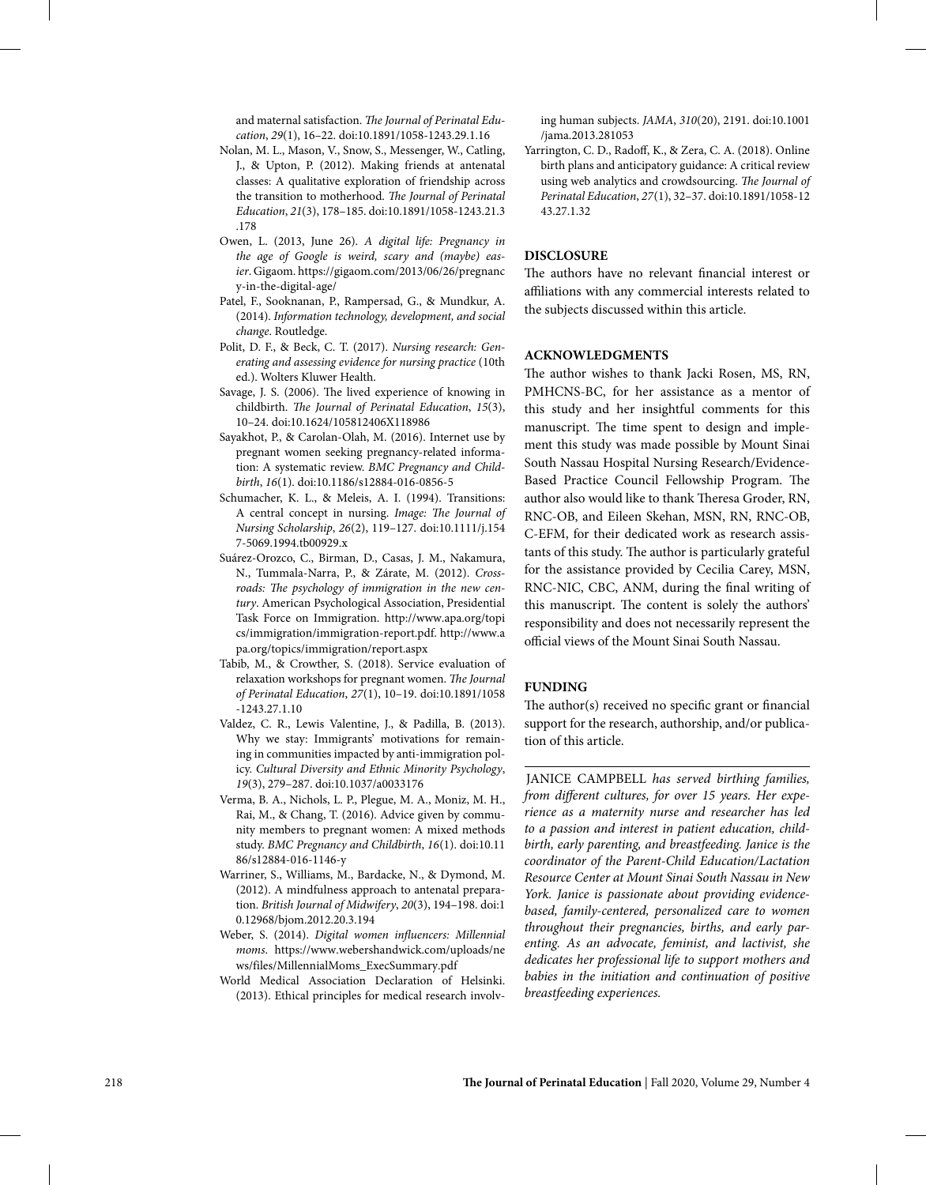and maternal satisfaction. *The Journal of Perinatal Education*, *29*(1), 16–22. doi:10.1891/1058-1243.29.1.16

Nolan, M. L., Mason, V., Snow, S., Messenger, W., Catling, J., & Upton, P. (2012). Making friends at antenatal classes: A qualitative exploration of friendship across the transition to motherhood. *The Journal of Perinatal Education*, *21*(3), 178–185. doi:10.1891/1058-1243.21.3.178

Owen, L. (2013, June 26). *A digital life: Pregnancy in the age of Google is weird, scary and (maybe) easier*. Gigaom. https://gigaom.com/2013/06/26/pregnancy-in-the-digital-age/

Patel, F., Sooknanan, P., Rampersad, G., & Mundkur, A. (2014). *Information technology, development, and social change*. Routledge.

Polit, D. F., & Beck, C. T. (2017). *Nursing research: Generating and assessing evidence for nursing practice* (10th ed.). Wolters Kluwer Health.

Savage, J. S. (2006). The lived experience of knowing in childbirth. *The Journal of Perinatal Education*, *15*(3), 10–24. doi:10.1624/105812406X118986

Sayakhot, P., & Carolan-Olah, M. (2016). Internet use by pregnant women seeking pregnancy-related information: A systematic review. *BMC Pregnancy and Childbirth*, *16*(1). doi:10.1186/s12884-016-0856-5

Schumacher, K. L., & Meleis, A. I. (1994). Transitions: A central concept in nursing. *Image: The Journal of Nursing Scholarship*, *26*(2), 119–127. doi:10.1111/j.1547-5069.1994.tb00929.x

Suárez-Orozco, C., Birman, D., Casas, J. M., Nakamura, N., Tummala-Narra, P., & Zárate, M. (2012). *Crossroads: The psychology of immigration in the new century*. American Psychological Association, Presidential Task Force on Immigration. http://www.apa.org/topics/immigration/immigration-report.pdf. http://www.apa.org/topics/immigration/report.aspx

Tabib, M., & Crowther, S. (2018). Service evaluation of relaxation workshops for pregnant women. *The Journal of Perinatal Education*, *27*(1), 10–19. doi:10.1891/1058-1243.27.1.10

Valdez, C. R., Lewis Valentine, J., & Padilla, B. (2013). Why we stay: Immigrants' motivations for remaining in communities impacted by anti-immigration policy. *Cultural Diversity and Ethnic Minority Psychology*, *19*(3), 279–287. doi:10.1037/a0033176

Verma, B. A., Nichols, L. P., Plegue, M. A., Moniz, M. H., Rai, M., & Chang, T. (2016). Advice given by community members to pregnant women: A mixed methods study. *BMC Pregnancy and Childbirth*, *16*(1). doi:10.1186/s12884-016-1146-y

Warriner, S., Williams, M., Bardacke, N., & Dymond, M. (2012). A mindfulness approach to antenatal preparation. *British Journal of Midwifery*, *20*(3), 194–198. doi:10.12968/bjom.2012.20.3.194

Weber, S. (2014). *Digital women influencers: Millennial moms*. https://www.webershandwick.com/uploads/news/files/MillennialMoms_ExecSummary.pdf

World Medical Association Declaration of Helsinki. (2013). Ethical principles for medical research involving human subjects. *JAMA*, *310*(20), 2191. doi:10.1001/jama.2013.281053

Yarrington, C. D., Radoff, K., & Zera, C. A. (2018). Online birth plans and anticipatory guidance: A critical review using web analytics and crowdsourcing. *The Journal of Perinatal Education*, *27*(1), 32–37. doi:10.1891/1058-1243.27.1.32

## DISCLOSURE

The authors have no relevant financial interest or affiliations with any commercial interests related to the subjects discussed within this article.

## ACKNOWLEDGMENTS

The author wishes to thank Jacki Rosen, MS, RN, PMHCNS-BC, for her assistance as a mentor of this study and her insightful comments for this manuscript. The time spent to design and implement this study was made possible by Mount Sinai South Nassau Hospital Nursing Research/Evidence-Based Practice Council Fellowship Program. The author also would like to thank Theresa Groder, RN, RNC-OB, and Eileen Skehan, MSN, RN, RNC-OB, C-EFM, for their dedicated work as research assistants of this study. The author is particularly grateful for the assistance provided by Cecilia Carey, MSN, RNC-NIC, CBC, ANM, during the final writing of this manuscript. The content is solely the authors' responsibility and does not necessarily represent the official views of the Mount Sinai South Nassau.

## FUNDING

The author(s) received no specific grant or financial support for the research, authorship, and/or publication of this article.

---

JANICE CAMPBELL *has served birthing families, from different cultures, for over 15 years. Her experience as a maternity nurse and researcher has led to a passion and interest in patient education, childbirth, early parenting, and breastfeeding. Janice is the coordinator of the Parent-Child Education/Lactation Resource Center at Mount Sinai South Nassau in New York. Janice is passionate about providing evidence-based, family-centered, personalized care to women throughout their pregnancies, births, and early parenting. As an advocate, feminist, and lactivist, she dedicates her professional life to support mothers and babies in the initiation and continuation of positive breastfeeding experiences.*